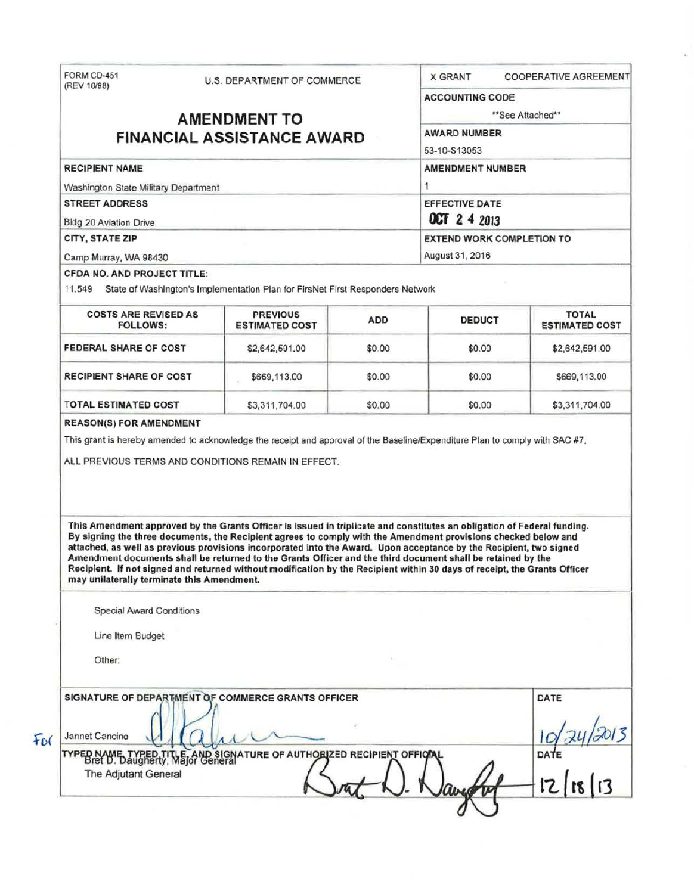FORM CD-451
(REV 10/98)

U.S. DEPARTMENT OF COMMERCE

# AMENDMENT TO FINANCIAL ASSISTANCE AWARD

| | |
|---|---|
| X GRANT | COOPERATIVE AGREEMENT |
| **ACCOUNTING CODE** | **See Attached** |
| **AWARD NUMBER** | 53-10-S13053 |
| **AMENDMENT NUMBER** | 1 |
| **EFFECTIVE DATE** | OCT 24 2013 |
| **EXTEND WORK COMPLETION TO** | August 31, 2016 |

**RECIPIENT NAME**
Washington State Military Department

**STREET ADDRESS**
Bldg 20 Aviation Drive

**CITY, STATE ZIP**
Camp Murray, WA 98430

**CFDA NO. AND PROJECT TITLE:**
11.549 State of Washington's Implementation Plan for FirsNet First Responders Network

| COSTS ARE REVISED AS FOLLOWS: | PREVIOUS ESTIMATED COST | ADD | DEDUCT | TOTAL ESTIMATED COST |
|---|---|---|---|---|
| FEDERAL SHARE OF COST | $2,642,591.00 | $0.00 | $0.00 | $2,642,591.00 |
| RECIPIENT SHARE OF COST | $669,113.00 | $0.00 | $0.00 | $669,113.00 |
| TOTAL ESTIMATED COST | $3,311,704.00 | $0.00 | $0.00 | $3,311,704.00 |

**REASON(S) FOR AMENDMENT**

This grant is hereby amended to acknowledge the receipt and approval of the Baseline/Expenditure Plan to comply with SAC #7.

ALL PREVIOUS TERMS AND CONDITIONS REMAIN IN EFFECT.

**This Amendment approved by the Grants Officer is issued in triplicate and constitutes an obligation of Federal funding. By signing the three documents, the Recipient agrees to comply with the Amendment provisions checked below and attached, as well as previous provisions incorporated into the Award. Upon acceptance by the Recipient, two signed Amendment documents shall be returned to the Grants Officer and the third document shall be retained by the Recipient. If not signed and returned without modification by the Recipient within 30 days of receipt, the Grants Officer may unilaterally terminate this Amendment.**

Special Award Conditions

Line Item Budget

Other:

| SIGNATURE OF DEPARTMENT OF COMMERCE GRANTS OFFICER | DATE |
|---|---|
| For Jannet Cancino [signature] | 10/24/2013 |
| **TYPED NAME, TYPED TITLE, AND SIGNATURE OF AUTHORIZED RECIPIENT OFFICIAL** | **DATE** |
| Bret D. Daugherty, Major General<br>The Adjutant General [signature] | 12/18/13 |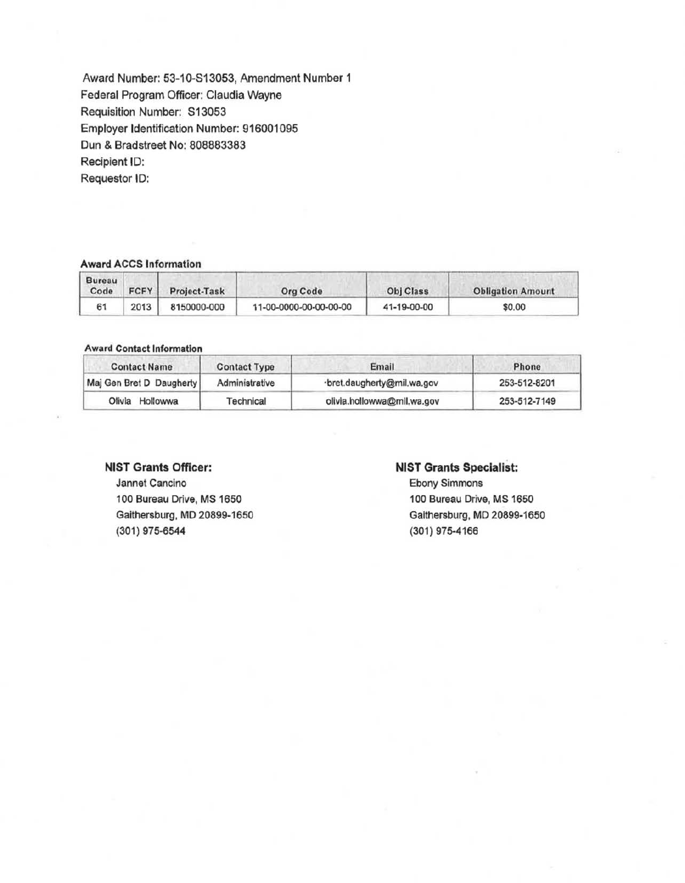Award Number: 53-10-S13053, Amendment Number 1
Federal Program Officer: Claudia Wayne
Requisition Number: S13053
Employer Identification Number: 916001095
Dun & Bradstreet No: 808883383
Recipient ID:
Requestor ID:

**Award ACCS Information**

| Bureau Code | FCFY | Project-Task | Org Code | Obj Class | Obligation Amount |
|---|---|---|---|---|---|
| 61 | 2013 | 8150000-000 | 11-00-0000-00-00-00-00 | 41-19-00-00 | $0.00 |

**Award Contact Information**

| Contact Name | Contact Type | Email | Phone |
|---|---|---|---|
| Maj Gen Bret D Daugherty | Administrative | ·bret.daugherty@mil.wa.gov | 253-512-8201 |
| Olivia Hollowwa | Technical | olivia.hollowwa@mil.wa.gov | 253-512-7149 |

**NIST Grants Officer:**
Jannet Cancino
100 Bureau Drive, MS 1650
Gaithersburg, MD 20899-1650
(301) 975-6544

**NIST Grants Specialist:**
Ebony Simmons
100 Bureau Drive, MS 1650
Gaithersburg, MD 20899-1650
(301) 975-4166